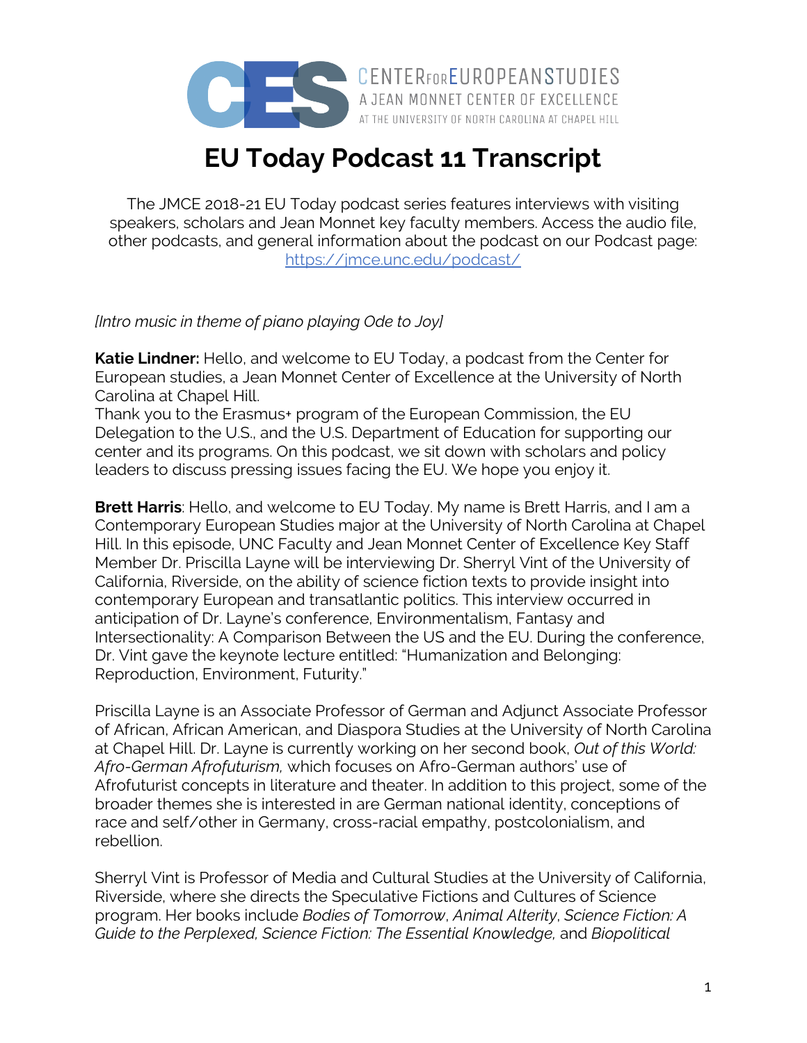CENTER FOR EUROPEAN STUDIES
A JEAN MONNET CENTER OF EXCELLENCE
AT THE UNIVERSITY OF NORTH CAROLINA AT CHAPEL HILL

# EU Today Podcast 11 Transcript

The JMCE 2018-21 EU Today podcast series features interviews with visiting speakers, scholars and Jean Monnet key faculty members. Access the audio file, other podcasts, and general information about the podcast on our Podcast page: https://jmce.unc.edu/podcast/

*[Intro music in theme of piano playing Ode to Joy]*

**Katie Lindner:** Hello, and welcome to EU Today, a podcast from the Center for European studies, a Jean Monnet Center of Excellence at the University of North Carolina at Chapel Hill.
Thank you to the Erasmus+ program of the European Commission, the EU Delegation to the U.S., and the U.S. Department of Education for supporting our center and its programs. On this podcast, we sit down with scholars and policy leaders to discuss pressing issues facing the EU. We hope you enjoy it.

**Brett Harris**: Hello, and welcome to EU Today. My name is Brett Harris, and I am a Contemporary European Studies major at the University of North Carolina at Chapel Hill. In this episode, UNC Faculty and Jean Monnet Center of Excellence Key Staff Member Dr. Priscilla Layne will be interviewing Dr. Sherryl Vint of the University of California, Riverside, on the ability of science fiction texts to provide insight into contemporary European and transatlantic politics. This interview occurred in anticipation of Dr. Layne's conference, Environmentalism, Fantasy and Intersectionality: A Comparison Between the US and the EU. During the conference, Dr. Vint gave the keynote lecture entitled: "Humanization and Belonging: Reproduction, Environment, Futurity."

Priscilla Layne is an Associate Professor of German and Adjunct Associate Professor of African, African American, and Diaspora Studies at the University of North Carolina at Chapel Hill. Dr. Layne is currently working on her second book, *Out of this World: Afro-German Afrofuturism,* which focuses on Afro-German authors' use of Afrofuturist concepts in literature and theater. In addition to this project, some of the broader themes she is interested in are German national identity, conceptions of race and self/other in Germany, cross-racial empathy, postcolonialism, and rebellion.

Sherryl Vint is Professor of Media and Cultural Studies at the University of California, Riverside, where she directs the Speculative Fictions and Cultures of Science program. Her books include *Bodies of Tomorrow*, *Animal Alterity*, *Science Fiction: A Guide to the Perplexed, Science Fiction: The Essential Knowledge,* and *Biopolitical*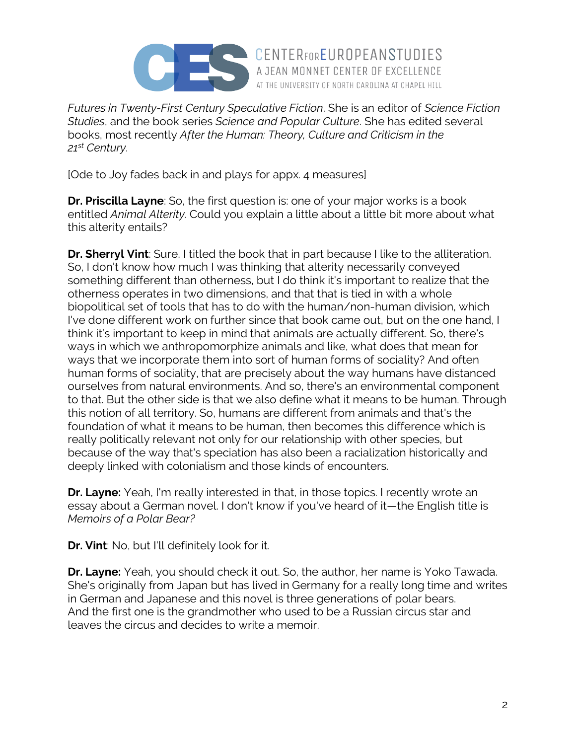*Futures in Twenty-First Century Speculative Fiction*. She is an editor of *Science Fiction Studies*, and the book series *Science and Popular Culture*. She has edited several books, most recently *After the Human: Theory, Culture and Criticism in the 21st Century*.

[Ode to Joy fades back in and plays for appx. 4 measures]

**Dr. Priscilla Layne**: So, the first question is: one of your major works is a book entitled *Animal Alterity*. Could you explain a little about a little bit more about what this alterity entails?

**Dr. Sherryl Vint**: Sure, I titled the book that in part because I like to the alliteration. So, I don't know how much I was thinking that alterity necessarily conveyed something different than otherness, but I do think it's important to realize that the otherness operates in two dimensions, and that that is tied in with a whole biopolitical set of tools that has to do with the human/non-human division, which I've done different work on further since that book came out, but on the one hand, I think it's important to keep in mind that animals are actually different. So, there's ways in which we anthropomorphize animals and like, what does that mean for ways that we incorporate them into sort of human forms of sociality? And often human forms of sociality, that are precisely about the way humans have distanced ourselves from natural environments. And so, there's an environmental component to that. But the other side is that we also define what it means to be human. Through this notion of all territory. So, humans are different from animals and that's the foundation of what it means to be human, then becomes this difference which is really politically relevant not only for our relationship with other species, but because of the way that's speciation has also been a racialization historically and deeply linked with colonialism and those kinds of encounters.

**Dr. Layne:** Yeah, I'm really interested in that, in those topics. I recently wrote an essay about a German novel. I don't know if you've heard of it—the English title is *Memoirs of a Polar Bear?*

**Dr. Vint**: No, but I'll definitely look for it.

**Dr. Layne:** Yeah, you should check it out. So, the author, her name is Yoko Tawada. She's originally from Japan but has lived in Germany for a really long time and writes in German and Japanese and this novel is three generations of polar bears. And the first one is the grandmother who used to be a Russian circus star and leaves the circus and decides to write a memoir.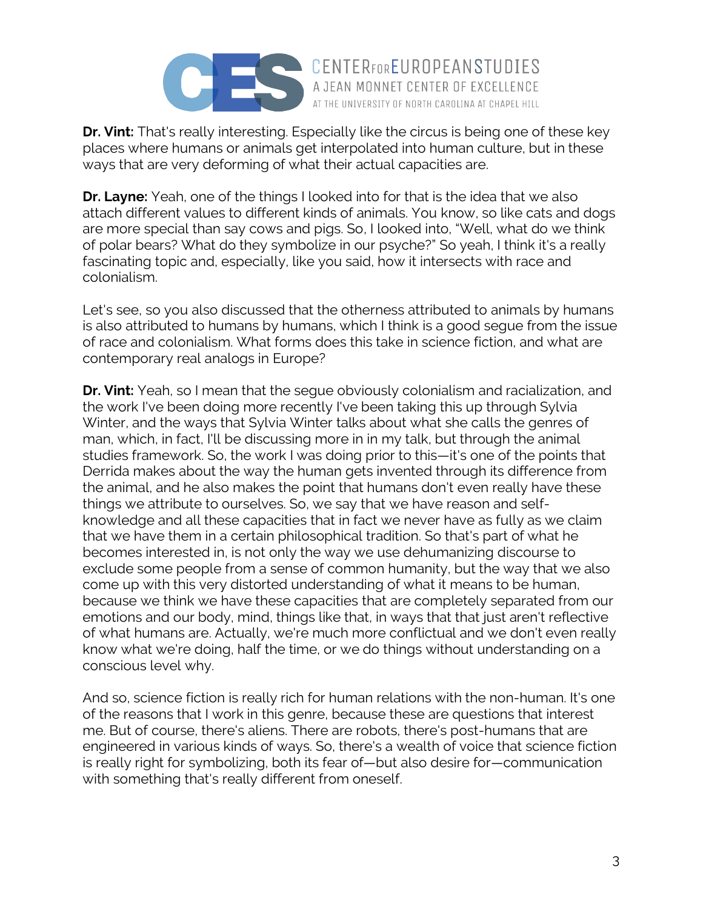**Dr. Vint:** That's really interesting. Especially like the circus is being one of these key places where humans or animals get interpolated into human culture, but in these ways that are very deforming of what their actual capacities are.

**Dr. Layne:** Yeah, one of the things I looked into for that is the idea that we also attach different values to different kinds of animals. You know, so like cats and dogs are more special than say cows and pigs. So, I looked into, "Well, what do we think of polar bears? What do they symbolize in our psyche?" So yeah, I think it's a really fascinating topic and, especially, like you said, how it intersects with race and colonialism.

Let's see, so you also discussed that the otherness attributed to animals by humans is also attributed to humans by humans, which I think is a good segue from the issue of race and colonialism. What forms does this take in science fiction, and what are contemporary real analogs in Europe?

**Dr. Vint:** Yeah, so I mean that the segue obviously colonialism and racialization, and the work I've been doing more recently I've been taking this up through Sylvia Winter, and the ways that Sylvia Winter talks about what she calls the genres of man, which, in fact, I'll be discussing more in in my talk, but through the animal studies framework. So, the work I was doing prior to this—it's one of the points that Derrida makes about the way the human gets invented through its difference from the animal, and he also makes the point that humans don't even really have these things we attribute to ourselves. So, we say that we have reason and self-knowledge and all these capacities that in fact we never have as fully as we claim that we have them in a certain philosophical tradition. So that's part of what he becomes interested in, is not only the way we use dehumanizing discourse to exclude some people from a sense of common humanity, but the way that we also come up with this very distorted understanding of what it means to be human, because we think we have these capacities that are completely separated from our emotions and our body, mind, things like that, in ways that that just aren't reflective of what humans are. Actually, we're much more conflictual and we don't even really know what we're doing, half the time, or we do things without understanding on a conscious level why.

And so, science fiction is really rich for human relations with the non-human. It's one of the reasons that I work in this genre, because these are questions that interest me. But of course, there's aliens. There are robots, there's post-humans that are engineered in various kinds of ways. So, there's a wealth of voice that science fiction is really right for symbolizing, both its fear of—but also desire for—communication with something that's really different from oneself.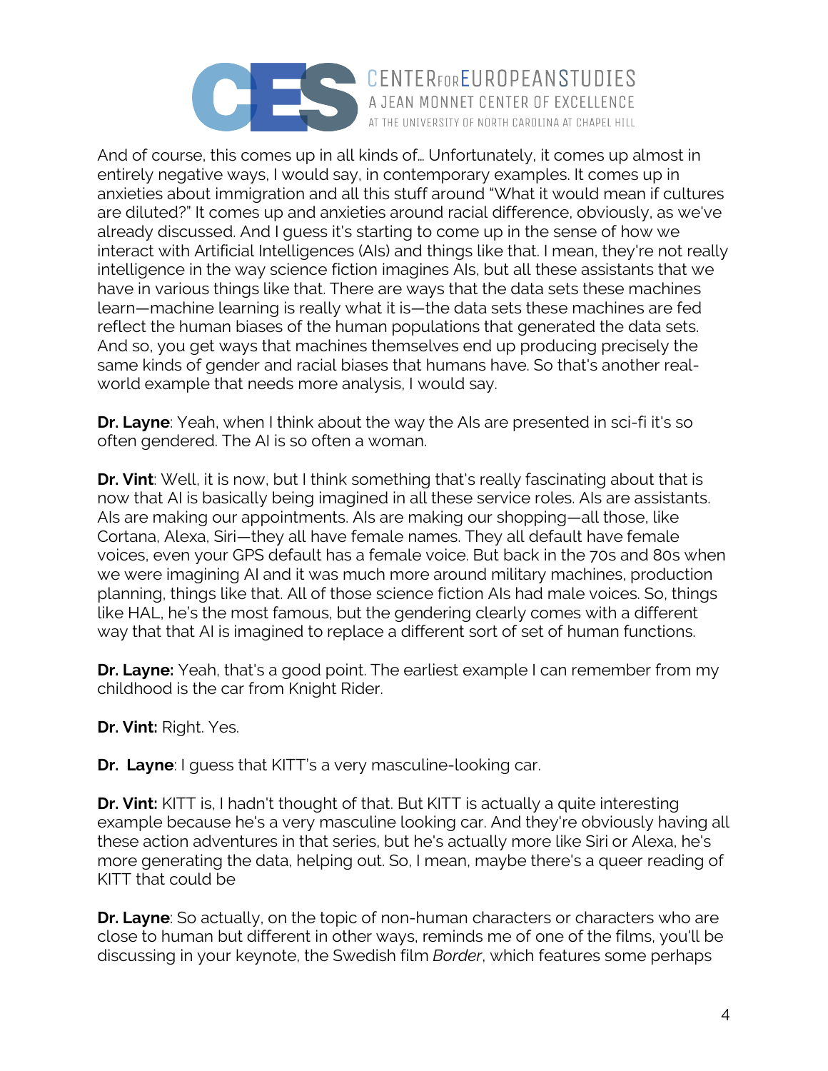And of course, this comes up in all kinds of… Unfortunately, it comes up almost in entirely negative ways, I would say, in contemporary examples. It comes up in anxieties about immigration and all this stuff around "What it would mean if cultures are diluted?" It comes up and anxieties around racial difference, obviously, as we've already discussed. And I guess it's starting to come up in the sense of how we interact with Artificial Intelligences (AIs) and things like that. I mean, they're not really intelligence in the way science fiction imagines AIs, but all these assistants that we have in various things like that. There are ways that the data sets these machines learn—machine learning is really what it is—the data sets these machines are fed reflect the human biases of the human populations that generated the data sets. And so, you get ways that machines themselves end up producing precisely the same kinds of gender and racial biases that humans have. So that's another real-world example that needs more analysis, I would say.

**Dr. Layne**: Yeah, when I think about the way the AIs are presented in sci-fi it's so often gendered. The AI is so often a woman.

**Dr. Vint**: Well, it is now, but I think something that's really fascinating about that is now that AI is basically being imagined in all these service roles. AIs are assistants. AIs are making our appointments. AIs are making our shopping—all those, like Cortana, Alexa, Siri—they all have female names. They all default have female voices, even your GPS default has a female voice. But back in the 70s and 80s when we were imagining AI and it was much more around military machines, production planning, things like that. All of those science fiction AIs had male voices. So, things like HAL, he's the most famous, but the gendering clearly comes with a different way that that AI is imagined to replace a different sort of set of human functions.

**Dr. Layne:** Yeah, that's a good point. The earliest example I can remember from my childhood is the car from Knight Rider.

**Dr. Vint:** Right. Yes.

**Dr. Layne**: I guess that KITT's a very masculine-looking car.

**Dr. Vint:** KITT is, I hadn't thought of that. But KITT is actually a quite interesting example because he's a very masculine looking car. And they're obviously having all these action adventures in that series, but he's actually more like Siri or Alexa, he's more generating the data, helping out. So, I mean, maybe there's a queer reading of KITT that could be

**Dr. Layne**: So actually, on the topic of non-human characters or characters who are close to human but different in other ways, reminds me of one of the films, you'll be discussing in your keynote, the Swedish film *Border*, which features some perhaps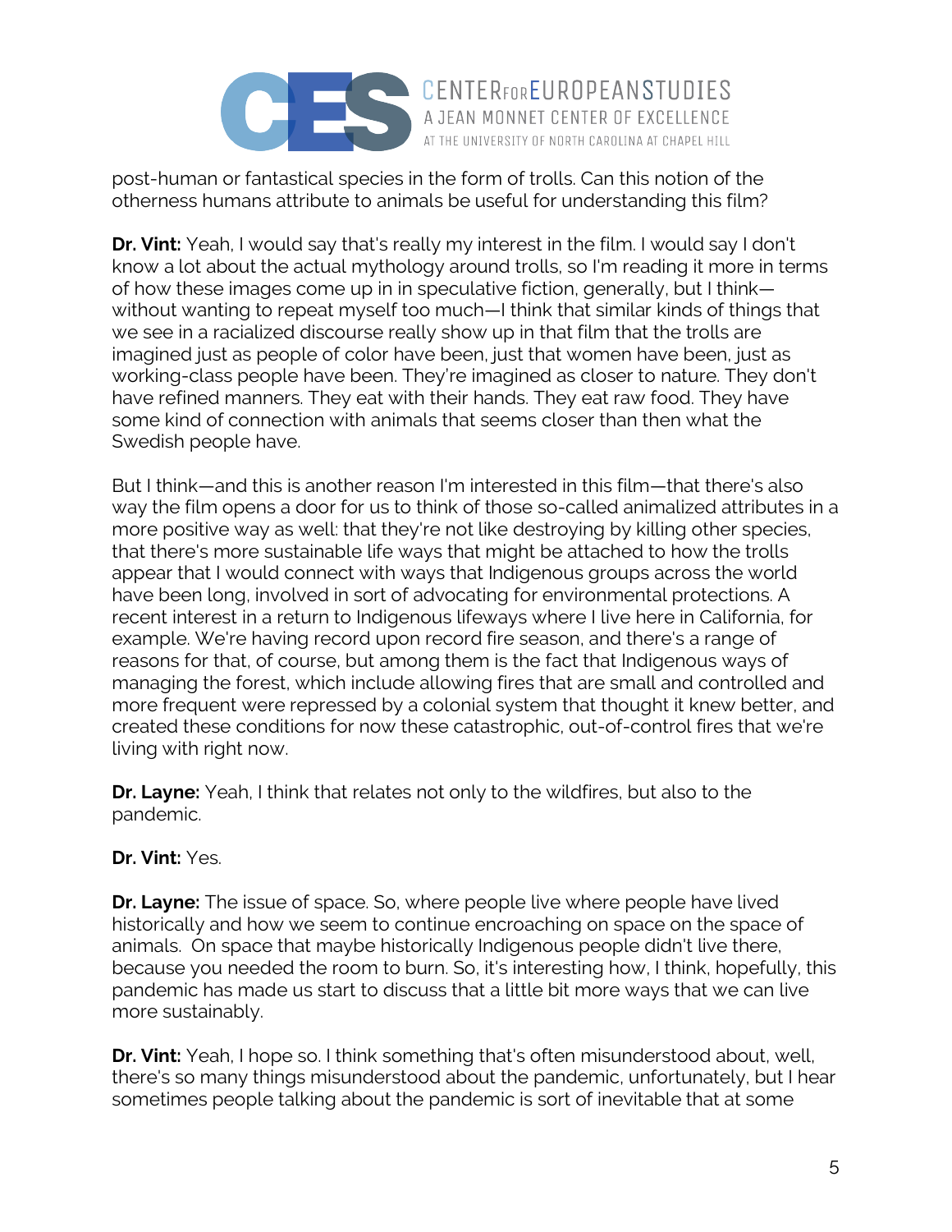post-human or fantastical species in the form of trolls. Can this notion of the otherness humans attribute to animals be useful for understanding this film?

**Dr. Vint:** Yeah, I would say that's really my interest in the film. I would say I don't know a lot about the actual mythology around trolls, so I'm reading it more in terms of how these images come up in in speculative fiction, generally, but I think—without wanting to repeat myself too much—I think that similar kinds of things that we see in a racialized discourse really show up in that film that the trolls are imagined just as people of color have been, just that women have been, just as working-class people have been. They're imagined as closer to nature. They don't have refined manners. They eat with their hands. They eat raw food. They have some kind of connection with animals that seems closer than then what the Swedish people have.

But I think—and this is another reason I'm interested in this film—that there's also way the film opens a door for us to think of those so-called animalized attributes in a more positive way as well: that they're not like destroying by killing other species, that there's more sustainable life ways that might be attached to how the trolls appear that I would connect with ways that Indigenous groups across the world have been long, involved in sort of advocating for environmental protections. A recent interest in a return to Indigenous lifeways where I live here in California, for example. We're having record upon record fire season, and there's a range of reasons for that, of course, but among them is the fact that Indigenous ways of managing the forest, which include allowing fires that are small and controlled and more frequent were repressed by a colonial system that thought it knew better, and created these conditions for now these catastrophic, out-of-control fires that we're living with right now.

**Dr. Layne:** Yeah, I think that relates not only to the wildfires, but also to the pandemic.

**Dr. Vint:** Yes.

**Dr. Layne:** The issue of space. So, where people live where people have lived historically and how we seem to continue encroaching on space on the space of animals. On space that maybe historically Indigenous people didn't live there, because you needed the room to burn. So, it's interesting how, I think, hopefully, this pandemic has made us start to discuss that a little bit more ways that we can live more sustainably.

**Dr. Vint:** Yeah, I hope so. I think something that's often misunderstood about, well, there's so many things misunderstood about the pandemic, unfortunately, but I hear sometimes people talking about the pandemic is sort of inevitable that at some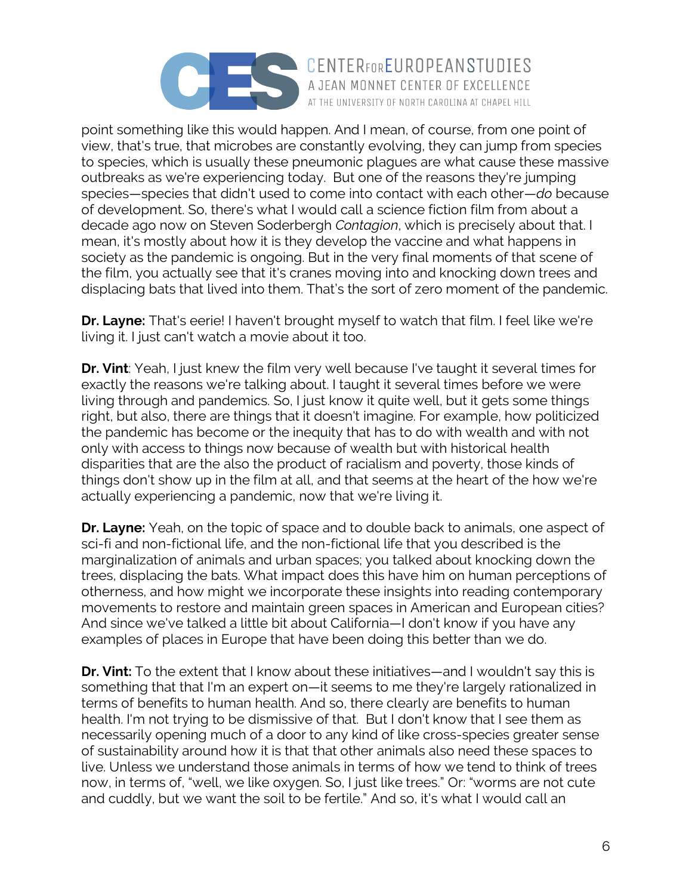point something like this would happen. And I mean, of course, from one point of view, that's true, that microbes are constantly evolving, they can jump from species to species, which is usually these pneumonic plagues are what cause these massive outbreaks as we're experiencing today. But one of the reasons they're jumping species—species that didn't used to come into contact with each other—*do* because of development. So, there's what I would call a science fiction film from about a decade ago now on Steven Soderbergh *Contagion*, which is precisely about that. I mean, it's mostly about how it is they develop the vaccine and what happens in society as the pandemic is ongoing. But in the very final moments of that scene of the film, you actually see that it's cranes moving into and knocking down trees and displacing bats that lived into them. That's the sort of zero moment of the pandemic.

**Dr. Layne:** That's eerie! I haven't brought myself to watch that film. I feel like we're living it. I just can't watch a movie about it too.

**Dr. Vint**: Yeah, I just knew the film very well because I've taught it several times for exactly the reasons we're talking about. I taught it several times before we were living through and pandemics. So, I just know it quite well, but it gets some things right, but also, there are things that it doesn't imagine. For example, how politicized the pandemic has become or the inequity that has to do with wealth and with not only with access to things now because of wealth but with historical health disparities that are the also the product of racialism and poverty, those kinds of things don't show up in the film at all, and that seems at the heart of the how we're actually experiencing a pandemic, now that we're living it.

**Dr. Layne:** Yeah, on the topic of space and to double back to animals, one aspect of sci-fi and non-fictional life, and the non-fictional life that you described is the marginalization of animals and urban spaces; you talked about knocking down the trees, displacing the bats. What impact does this have him on human perceptions of otherness, and how might we incorporate these insights into reading contemporary movements to restore and maintain green spaces in American and European cities? And since we've talked a little bit about California—I don't know if you have any examples of places in Europe that have been doing this better than we do.

**Dr. Vint:** To the extent that I know about these initiatives—and I wouldn't say this is something that that I'm an expert on—it seems to me they're largely rationalized in terms of benefits to human health. And so, there clearly are benefits to human health. I'm not trying to be dismissive of that. But I don't know that I see them as necessarily opening much of a door to any kind of like cross-species greater sense of sustainability around how it is that that other animals also need these spaces to live. Unless we understand those animals in terms of how we tend to think of trees now, in terms of, "well, we like oxygen. So, I just like trees." Or: "worms are not cute and cuddly, but we want the soil to be fertile." And so, it's what I would call an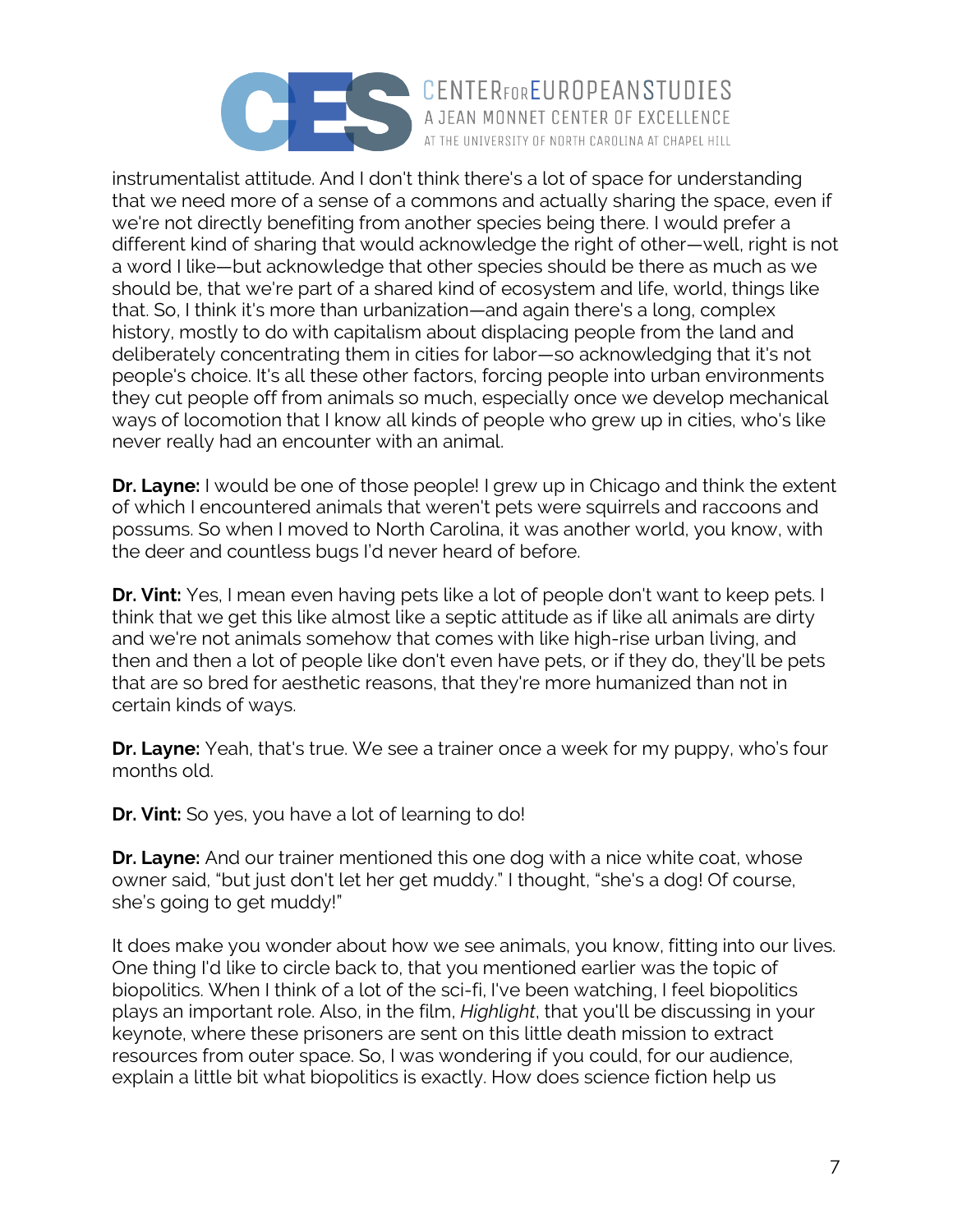instrumentalist attitude. And I don't think there's a lot of space for understanding that we need more of a sense of a commons and actually sharing the space, even if we're not directly benefiting from another species being there. I would prefer a different kind of sharing that would acknowledge the right of other—well, right is not a word I like—but acknowledge that other species should be there as much as we should be, that we're part of a shared kind of ecosystem and life, world, things like that. So, I think it's more than urbanization—and again there's a long, complex history, mostly to do with capitalism about displacing people from the land and deliberately concentrating them in cities for labor—so acknowledging that it's not people's choice. It's all these other factors, forcing people into urban environments they cut people off from animals so much, especially once we develop mechanical ways of locomotion that I know all kinds of people who grew up in cities, who's like never really had an encounter with an animal.

**Dr. Layne:** I would be one of those people! I grew up in Chicago and think the extent of which I encountered animals that weren't pets were squirrels and raccoons and possums. So when I moved to North Carolina, it was another world, you know, with the deer and countless bugs I'd never heard of before.

**Dr. Vint:** Yes, I mean even having pets like a lot of people don't want to keep pets. I think that we get this like almost like a septic attitude as if like all animals are dirty and we're not animals somehow that comes with like high-rise urban living, and then and then a lot of people like don't even have pets, or if they do, they'll be pets that are so bred for aesthetic reasons, that they're more humanized than not in certain kinds of ways.

**Dr. Layne:** Yeah, that's true. We see a trainer once a week for my puppy, who's four months old.

**Dr. Vint:** So yes, you have a lot of learning to do!

**Dr. Layne:** And our trainer mentioned this one dog with a nice white coat, whose owner said, "but just don't let her get muddy." I thought, "she's a dog! Of course, she's going to get muddy!"

It does make you wonder about how we see animals, you know, fitting into our lives. One thing I'd like to circle back to, that you mentioned earlier was the topic of biopolitics. When I think of a lot of the sci-fi, I've been watching, I feel biopolitics plays an important role. Also, in the film, *Highlight*, that you'll be discussing in your keynote, where these prisoners are sent on this little death mission to extract resources from outer space. So, I was wondering if you could, for our audience, explain a little bit what biopolitics is exactly. How does science fiction help us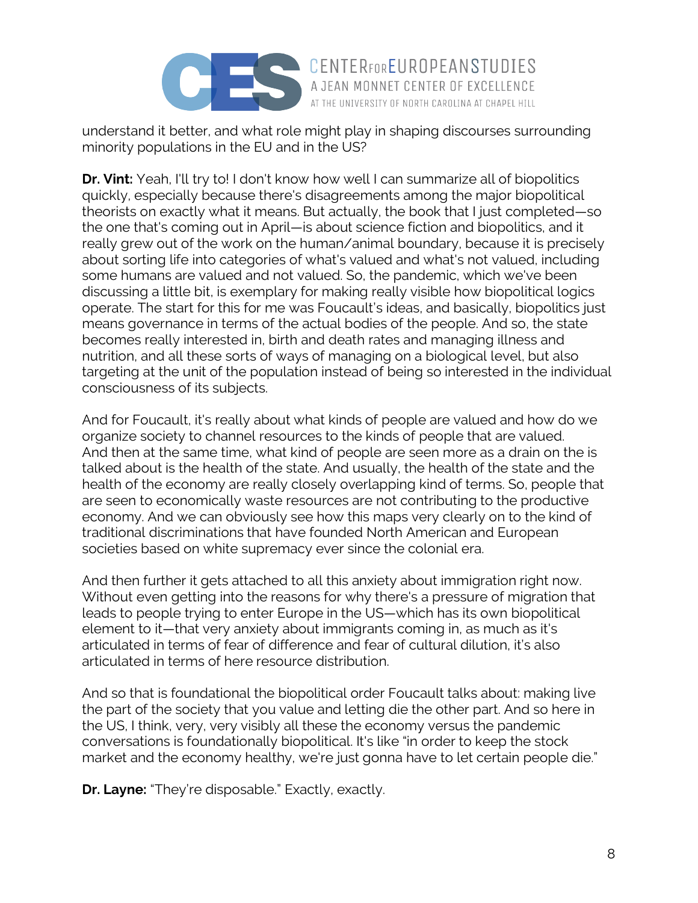understand it better, and what role might play in shaping discourses surrounding minority populations in the EU and in the US?

**Dr. Vint:** Yeah, I'll try to! I don't know how well I can summarize all of biopolitics quickly, especially because there's disagreements among the major biopolitical theorists on exactly what it means. But actually, the book that I just completed—so the one that's coming out in April—is about science fiction and biopolitics, and it really grew out of the work on the human/animal boundary, because it is precisely about sorting life into categories of what's valued and what's not valued, including some humans are valued and not valued. So, the pandemic, which we've been discussing a little bit, is exemplary for making really visible how biopolitical logics operate. The start for this for me was Foucault's ideas, and basically, biopolitics just means governance in terms of the actual bodies of the people. And so, the state becomes really interested in, birth and death rates and managing illness and nutrition, and all these sorts of ways of managing on a biological level, but also targeting at the unit of the population instead of being so interested in the individual consciousness of its subjects.

And for Foucault, it's really about what kinds of people are valued and how do we organize society to channel resources to the kinds of people that are valued. And then at the same time, what kind of people are seen more as a drain on the is talked about is the health of the state. And usually, the health of the state and the health of the economy are really closely overlapping kind of terms. So, people that are seen to economically waste resources are not contributing to the productive economy. And we can obviously see how this maps very clearly on to the kind of traditional discriminations that have founded North American and European societies based on white supremacy ever since the colonial era.

And then further it gets attached to all this anxiety about immigration right now. Without even getting into the reasons for why there's a pressure of migration that leads to people trying to enter Europe in the US—which has its own biopolitical element to it—that very anxiety about immigrants coming in, as much as it's articulated in terms of fear of difference and fear of cultural dilution, it's also articulated in terms of here resource distribution.

And so that is foundational the biopolitical order Foucault talks about: making live the part of the society that you value and letting die the other part. And so here in the US, I think, very, very visibly all these the economy versus the pandemic conversations is foundationally biopolitical. It's like "in order to keep the stock market and the economy healthy, we're just gonna have to let certain people die."

**Dr. Layne:** "They're disposable." Exactly, exactly.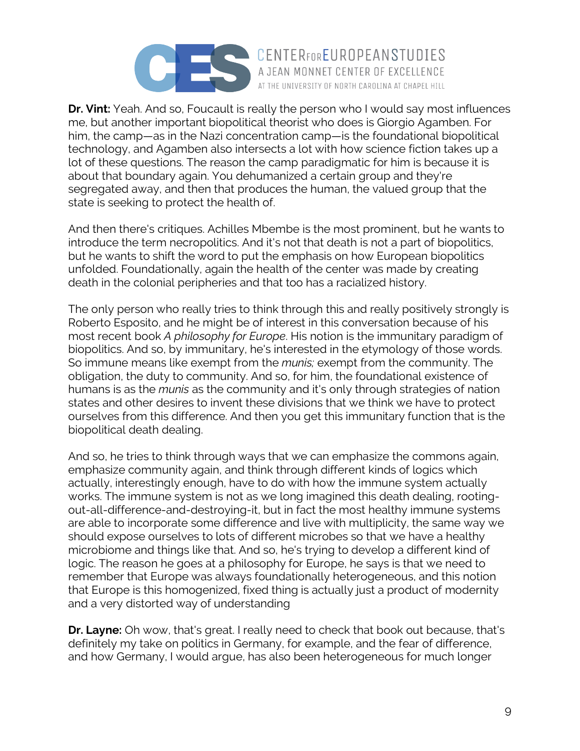**Dr. Vint:** Yeah. And so, Foucault is really the person who I would say most influences me, but another important biopolitical theorist who does is Giorgio Agamben. For him, the camp—as in the Nazi concentration camp—is the foundational biopolitical technology, and Agamben also intersects a lot with how science fiction takes up a lot of these questions. The reason the camp paradigmatic for him is because it is about that boundary again. You dehumanized a certain group and they're segregated away, and then that produces the human, the valued group that the state is seeking to protect the health of.

And then there's critiques. Achilles Mbembe is the most prominent, but he wants to introduce the term necropolitics. And it's not that death is not a part of biopolitics, but he wants to shift the word to put the emphasis on how European biopolitics unfolded. Foundationally, again the health of the center was made by creating death in the colonial peripheries and that too has a racialized history.

The only person who really tries to think through this and really positively strongly is Roberto Esposito, and he might be of interest in this conversation because of his most recent book *A philosophy for Europe*. His notion is the immunitary paradigm of biopolitics. And so, by immunitary, he's interested in the etymology of those words. So immune means like exempt from the *munis;* exempt from the community. The obligation, the duty to community. And so, for him, the foundational existence of humans is as the *munis* as the community and it's only through strategies of nation states and other desires to invent these divisions that we think we have to protect ourselves from this difference. And then you get this immunitary function that is the biopolitical death dealing.

And so, he tries to think through ways that we can emphasize the commons again, emphasize community again, and think through different kinds of logics which actually, interestingly enough, have to do with how the immune system actually works. The immune system is not as we long imagined this death dealing, rooting-out-all-difference-and-destroying-it, but in fact the most healthy immune systems are able to incorporate some difference and live with multiplicity, the same way we should expose ourselves to lots of different microbes so that we have a healthy microbiome and things like that. And so, he's trying to develop a different kind of logic. The reason he goes at a philosophy for Europe, he says is that we need to remember that Europe was always foundationally heterogeneous, and this notion that Europe is this homogenized, fixed thing is actually just a product of modernity and a very distorted way of understanding

**Dr. Layne:** Oh wow, that's great. I really need to check that book out because, that's definitely my take on politics in Germany, for example, and the fear of difference, and how Germany, I would argue, has also been heterogeneous for much longer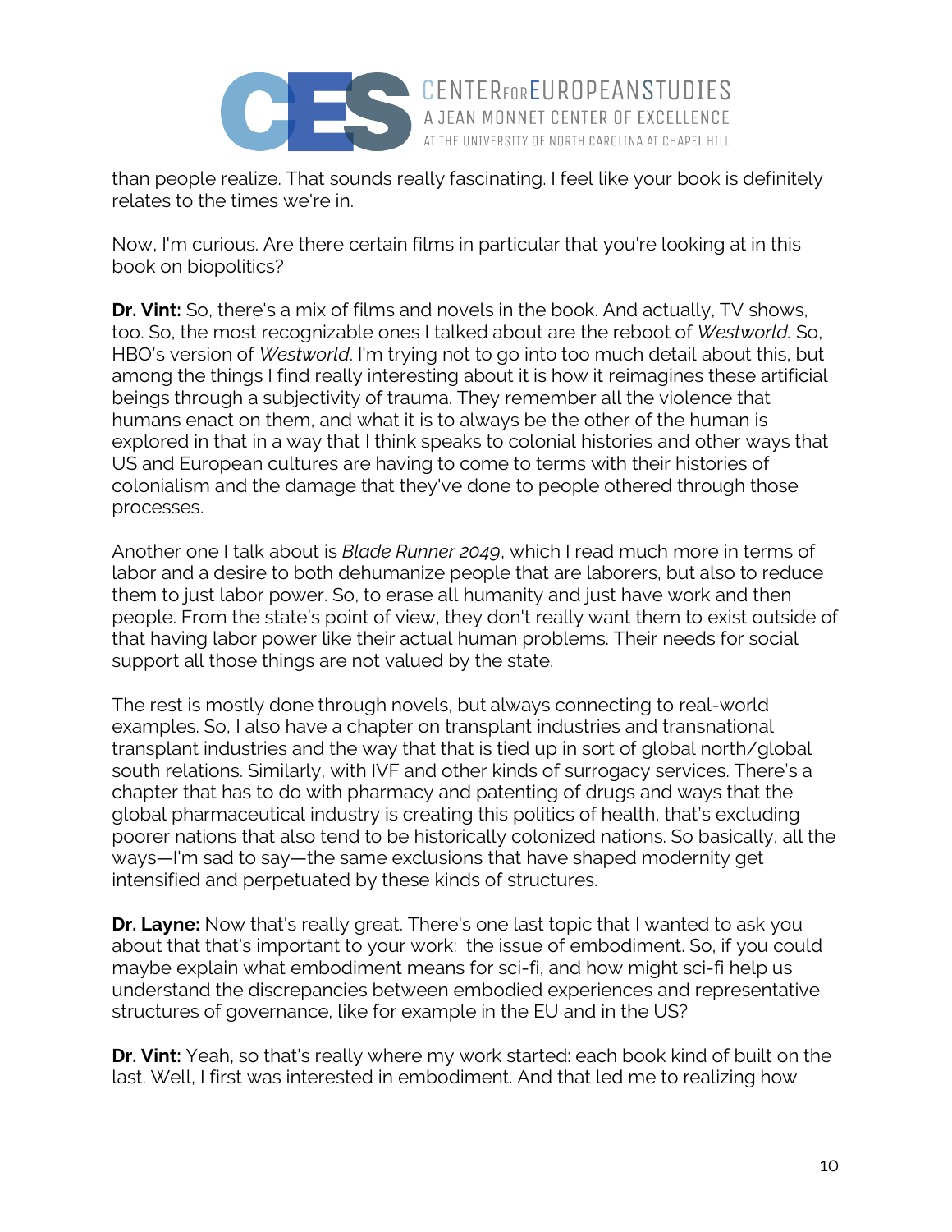than people realize. That sounds really fascinating. I feel like your book is definitely relates to the times we're in.

Now, I'm curious. Are there certain films in particular that you're looking at in this book on biopolitics?

**Dr. Vint:** So, there's a mix of films and novels in the book. And actually, TV shows, too. So, the most recognizable ones I talked about are the reboot of *Westworld.* So, HBO's version of *Westworld*. I'm trying not to go into too much detail about this, but among the things I find really interesting about it is how it reimagines these artificial beings through a subjectivity of trauma. They remember all the violence that humans enact on them, and what it is to always be the other of the human is explored in that in a way that I think speaks to colonial histories and other ways that US and European cultures are having to come to terms with their histories of colonialism and the damage that they've done to people othered through those processes.

Another one I talk about is *Blade Runner 2049*, which I read much more in terms of labor and a desire to both dehumanize people that are laborers, but also to reduce them to just labor power. So, to erase all humanity and just have work and then people. From the state's point of view, they don't really want them to exist outside of that having labor power like their actual human problems. Their needs for social support all those things are not valued by the state.

The rest is mostly done through novels, but always connecting to real-world examples. So, I also have a chapter on transplant industries and transnational transplant industries and the way that that is tied up in sort of global north/global south relations. Similarly, with IVF and other kinds of surrogacy services. There's a chapter that has to do with pharmacy and patenting of drugs and ways that the global pharmaceutical industry is creating this politics of health, that's excluding poorer nations that also tend to be historically colonized nations. So basically, all the ways—I'm sad to say—the same exclusions that have shaped modernity get intensified and perpetuated by these kinds of structures.

**Dr. Layne:** Now that's really great. There's one last topic that I wanted to ask you about that that's important to your work: the issue of embodiment. So, if you could maybe explain what embodiment means for sci-fi, and how might sci-fi help us understand the discrepancies between embodied experiences and representative structures of governance, like for example in the EU and in the US?

**Dr. Vint:** Yeah, so that's really where my work started: each book kind of built on the last. Well, I first was interested in embodiment. And that led me to realizing how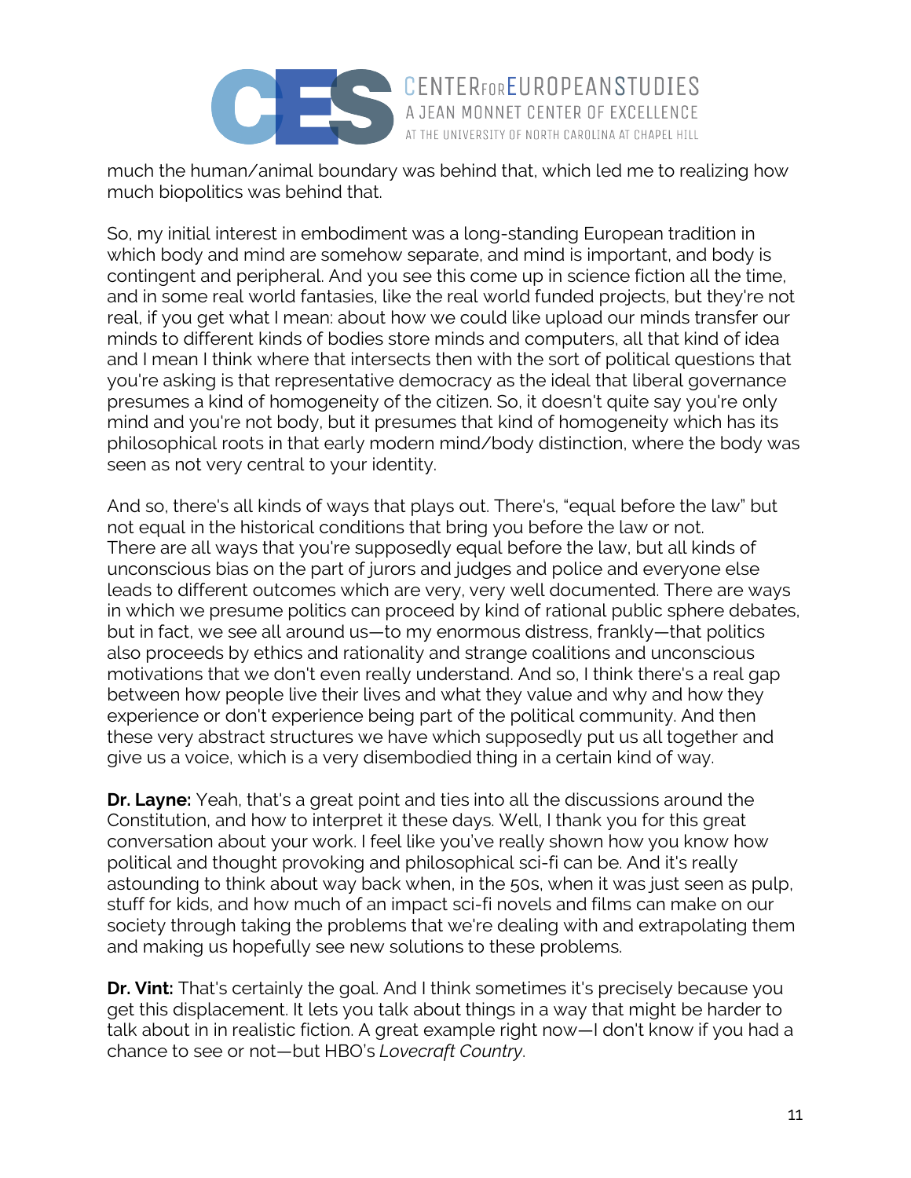much the human/animal boundary was behind that, which led me to realizing how much biopolitics was behind that.

So, my initial interest in embodiment was a long-standing European tradition in which body and mind are somehow separate, and mind is important, and body is contingent and peripheral. And you see this come up in science fiction all the time, and in some real world fantasies, like the real world funded projects, but they're not real, if you get what I mean: about how we could like upload our minds transfer our minds to different kinds of bodies store minds and computers, all that kind of idea and I mean I think where that intersects then with the sort of political questions that you're asking is that representative democracy as the ideal that liberal governance presumes a kind of homogeneity of the citizen. So, it doesn't quite say you're only mind and you're not body, but it presumes that kind of homogeneity which has its philosophical roots in that early modern mind/body distinction, where the body was seen as not very central to your identity.

And so, there's all kinds of ways that plays out. There's, "equal before the law" but not equal in the historical conditions that bring you before the law or not. There are all ways that you're supposedly equal before the law, but all kinds of unconscious bias on the part of jurors and judges and police and everyone else leads to different outcomes which are very, very well documented. There are ways in which we presume politics can proceed by kind of rational public sphere debates, but in fact, we see all around us—to my enormous distress, frankly—that politics also proceeds by ethics and rationality and strange coalitions and unconscious motivations that we don't even really understand. And so, I think there's a real gap between how people live their lives and what they value and why and how they experience or don't experience being part of the political community. And then these very abstract structures we have which supposedly put us all together and give us a voice, which is a very disembodied thing in a certain kind of way.

**Dr. Layne:** Yeah, that's a great point and ties into all the discussions around the Constitution, and how to interpret it these days. Well, I thank you for this great conversation about your work. I feel like you've really shown how you know how political and thought provoking and philosophical sci-fi can be. And it's really astounding to think about way back when, in the 50s, when it was just seen as pulp, stuff for kids, and how much of an impact sci-fi novels and films can make on our society through taking the problems that we're dealing with and extrapolating them and making us hopefully see new solutions to these problems.

**Dr. Vint:** That's certainly the goal. And I think sometimes it's precisely because you get this displacement. It lets you talk about things in a way that might be harder to talk about in in realistic fiction. A great example right now—I don't know if you had a chance to see or not—but HBO's *Lovecraft Country*.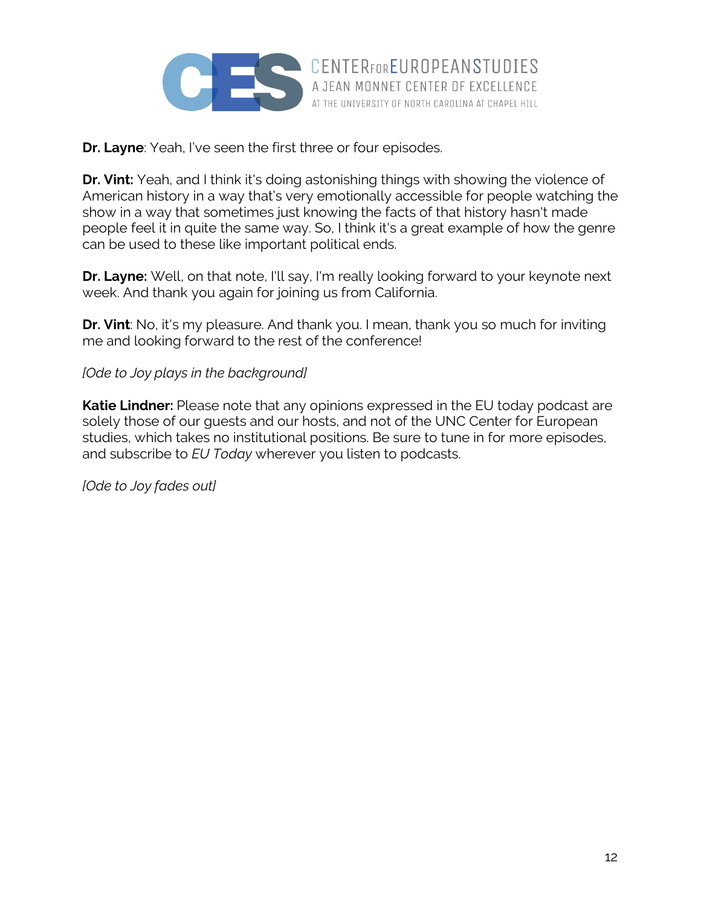**Dr. Layne**: Yeah, I've seen the first three or four episodes.

**Dr. Vint:** Yeah, and I think it's doing astonishing things with showing the violence of American history in a way that's very emotionally accessible for people watching the show in a way that sometimes just knowing the facts of that history hasn't made people feel it in quite the same way. So, I think it's a great example of how the genre can be used to these like important political ends.

**Dr. Layne:** Well, on that note, I'll say, I'm really looking forward to your keynote next week. And thank you again for joining us from California.

**Dr. Vint**: No, it's my pleasure. And thank you. I mean, thank you so much for inviting me and looking forward to the rest of the conference!

*[Ode to Joy plays in the background]*

**Katie Lindner:** Please note that any opinions expressed in the EU today podcast are solely those of our guests and our hosts, and not of the UNC Center for European studies, which takes no institutional positions. Be sure to tune in for more episodes, and subscribe to *EU Today* wherever you listen to podcasts.

*[Ode to Joy fades out]*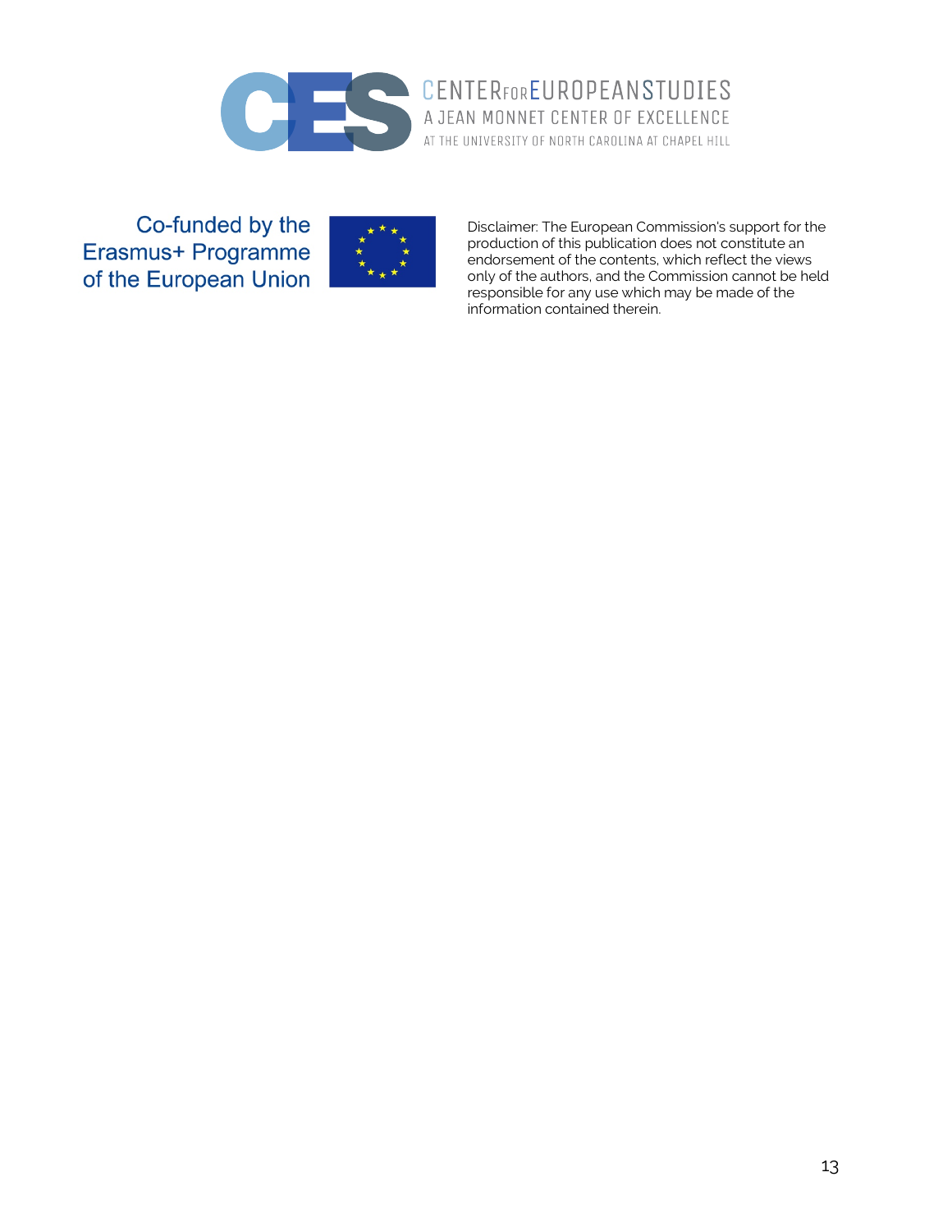CENTER FOR EUROPEAN STUDIES
A JEAN MONNET CENTER OF EXCELLENCE
AT THE UNIVERSITY OF NORTH CAROLINA AT CHAPEL HILL

Co-funded by the Erasmus+ Programme of the European Union

Disclaimer: The European Commission's support for the production of this publication does not constitute an endorsement of the contents, which reflect the views only of the authors, and the Commission cannot be held responsible for any use which may be made of the information contained therein.